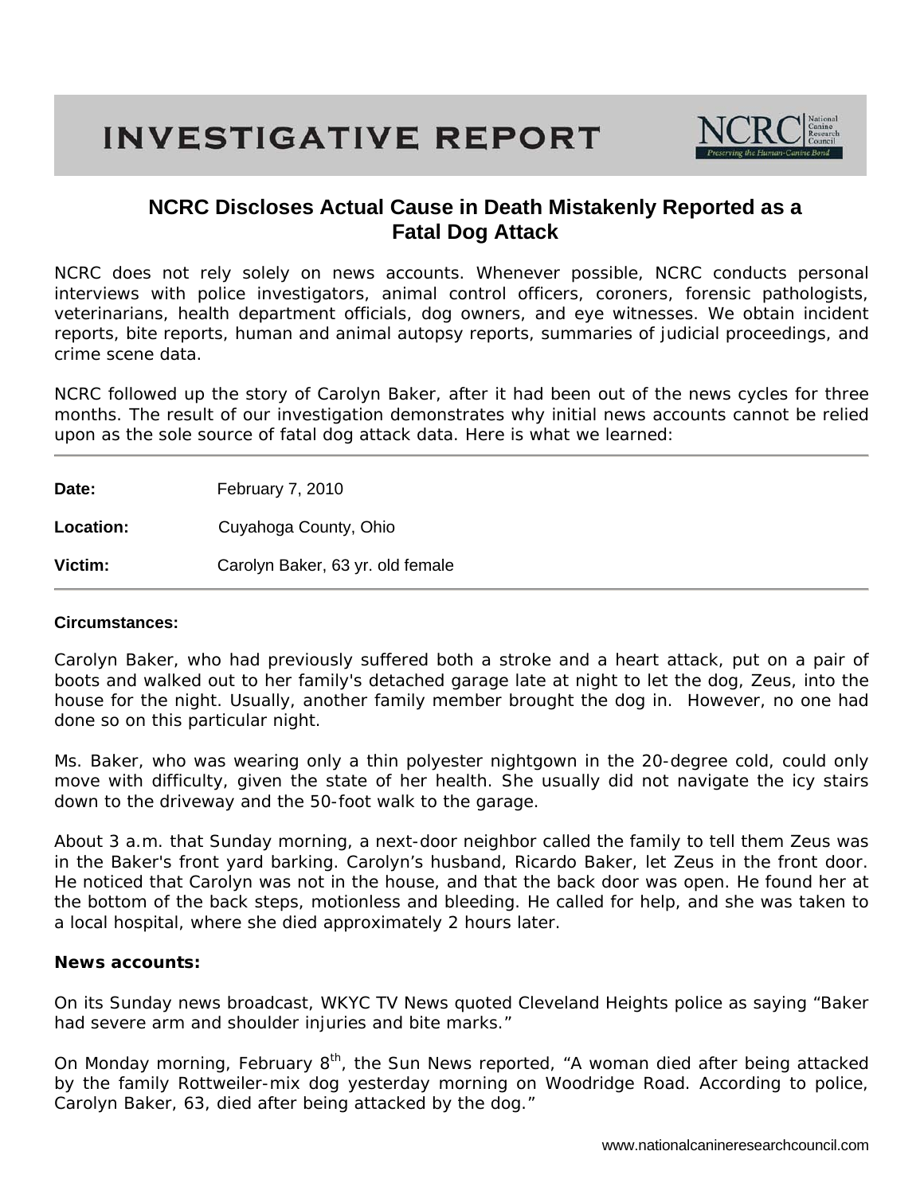# INVESTIGATIVE REPORT

NCRC National Canine Research Council — Preserving the Human-Canine Bond

## NCRC Discloses Actual Cause in Death Mistakenly Reported as a Fatal Dog Attack

NCRC does not rely solely on news accounts. Whenever possible, NCRC conducts personal interviews with police investigators, animal control officers, coroners, forensic pathologists, veterinarians, health department officials, dog owners, and eye witnesses. We obtain incident reports, bite reports, human and animal autopsy reports, summaries of judicial proceedings, and crime scene data.

NCRC followed up the story of Carolyn Baker, after it had been out of the news cycles for three months. The result of our investigation demonstrates why initial news accounts cannot be relied upon as the sole source of fatal dog attack data. Here is what we learned:

---

**Date:** February 7, 2010

**Location:** Cuyahoga County, Ohio

**Victim:** Carolyn Baker, 63 yr. old female

---

**Circumstances:**

Carolyn Baker, who had previously suffered both a stroke and a heart attack, put on a pair of boots and walked out to her family's detached garage late at night to let the dog, Zeus, into the house for the night. Usually, another family member brought the dog in. However, no one had done so on this particular night.

Ms. Baker, who was wearing only a thin polyester nightgown in the 20-degree cold, could only move with difficulty, given the state of her health. She usually did not navigate the icy stairs down to the driveway and the 50-foot walk to the garage.

About 3 a.m. that Sunday morning, a next-door neighbor called the family to tell them Zeus was in the Baker's front yard barking. Carolyn's husband, Ricardo Baker, let Zeus in the front door. He noticed that Carolyn was not in the house, and that the back door was open. He found her at the bottom of the back steps, motionless and bleeding. He called for help, and she was taken to a local hospital, where she died approximately 2 hours later.

**News accounts:**

On its Sunday news broadcast, WKYC TV News quoted Cleveland Heights police as saying "Baker had severe arm and shoulder injuries and bite marks."

On Monday morning, February 8th, the Sun News reported, "A woman died after being attacked by the family Rottweiler-mix dog yesterday morning on Woodridge Road. According to police, Carolyn Baker, 63, died after being attacked by the dog."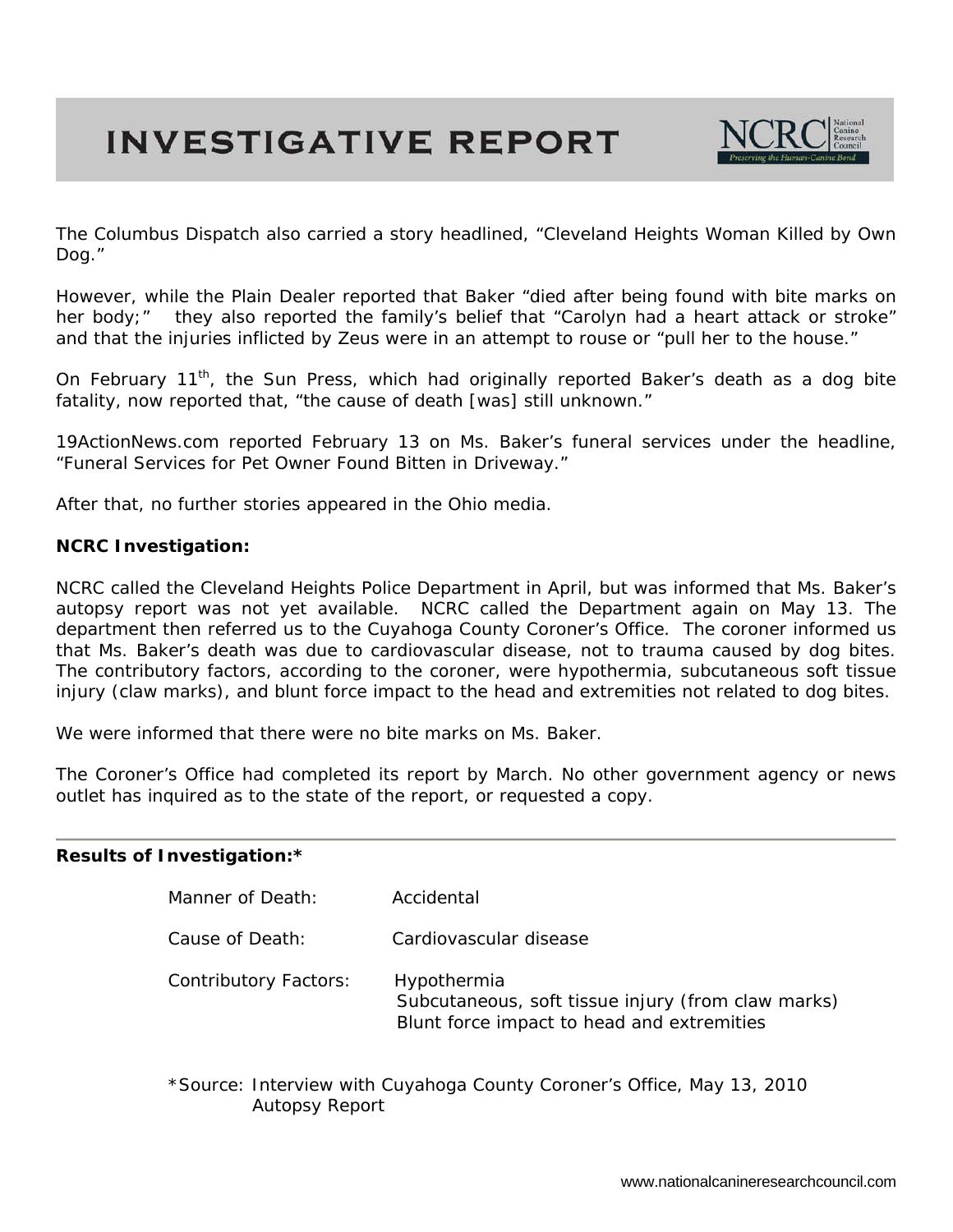The Columbus Dispatch also carried a story headlined, "Cleveland Heights Woman Killed by Own Dog."

However, while the Plain Dealer reported that Baker "died after being found with bite marks on her body;" they also reported the family's belief that "Carolyn had a heart attack or stroke" and that the injuries inflicted by Zeus were in an attempt to rouse or "pull her to the house."

On February 11th, the Sun Press, which had originally reported Baker's death as a dog bite fatality, now reported that, "the cause of death [was] still unknown."

19ActionNews.com reported February 13 on Ms. Baker's funeral services under the headline, "Funeral Services for Pet Owner Found Bitten in Driveway."

After that, no further stories appeared in the Ohio media.

**NCRC Investigation:**

NCRC called the Cleveland Heights Police Department in April, but was informed that Ms. Baker's autopsy report was not yet available. NCRC called the Department again on May 13. The department then referred us to the Cuyahoga County Coroner's Office. The coroner informed us that Ms. Baker's death was due to cardiovascular disease, not to trauma caused by dog bites. The contributory factors, according to the coroner, were hypothermia, subcutaneous soft tissue injury (claw marks), and blunt force impact to the head and extremities not related to dog bites.

We were informed that there were no bite marks on Ms. Baker.

The Coroner's Office had completed its report by March. No other government agency or news outlet has inquired as to the state of the report, or requested a copy.

---

**Results of Investigation:***

| | |
|---|---|
| Manner of Death: | Accidental |
| Cause of Death: | Cardiovascular disease |
| Contributory Factors: | Hypothermia<br>Subcutaneous, soft tissue injury (from claw marks)<br>Blunt force impact to head and extremities |

*Source: Interview with Cuyahoga County Coroner's Office, May 13, 2010
Autopsy Report